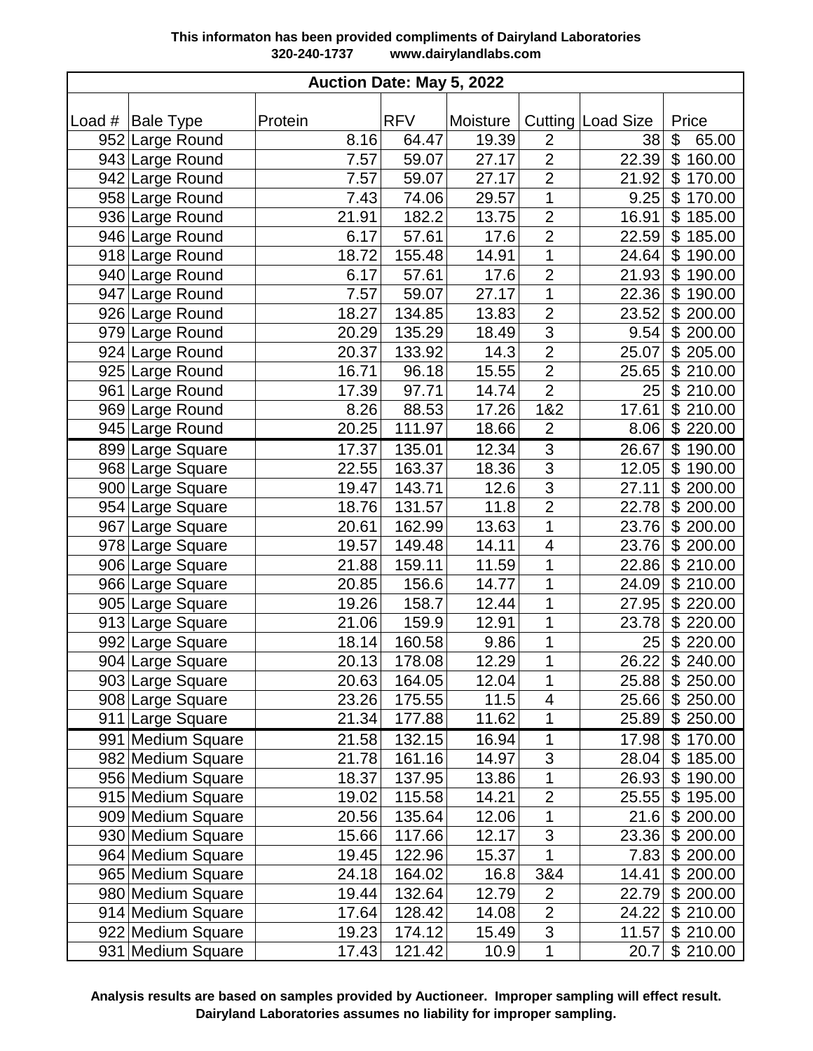**This informaton has been provided compliments of Dairyland Laboratories**
**320-240-1737 www.dairylandlabs.com**

| Auction Date: May 5, 2022 | | | | | | | |
|---|---|---|---|---|---|---|---|
| Load # | Bale Type | Protein | RFV | Moisture | Cutting | Load Size | Price |
| 952 | Large Round | 8.16 | 64.47 | 19.39 | 2 | 38 | $ 65.00 |
| 943 | Large Round | 7.57 | 59.07 | 27.17 | 2 | 22.39 | $ 160.00 |
| 942 | Large Round | 7.57 | 59.07 | 27.17 | 2 | 21.92 | $ 170.00 |
| 958 | Large Round | 7.43 | 74.06 | 29.57 | 1 | 9.25 | $ 170.00 |
| 936 | Large Round | 21.91 | 182.2 | 13.75 | 2 | 16.91 | $ 185.00 |
| 946 | Large Round | 6.17 | 57.61 | 17.6 | 2 | 22.59 | $ 185.00 |
| 918 | Large Round | 18.72 | 155.48 | 14.91 | 1 | 24.64 | $ 190.00 |
| 940 | Large Round | 6.17 | 57.61 | 17.6 | 2 | 21.93 | $ 190.00 |
| 947 | Large Round | 7.57 | 59.07 | 27.17 | 1 | 22.36 | $ 190.00 |
| 926 | Large Round | 18.27 | 134.85 | 13.83 | 2 | 23.52 | $ 200.00 |
| 979 | Large Round | 20.29 | 135.29 | 18.49 | 3 | 9.54 | $ 200.00 |
| 924 | Large Round | 20.37 | 133.92 | 14.3 | 2 | 25.07 | $ 205.00 |
| 925 | Large Round | 16.71 | 96.18 | 15.55 | 2 | 25.65 | $ 210.00 |
| 961 | Large Round | 17.39 | 97.71 | 14.74 | 2 | 25 | $ 210.00 |
| 969 | Large Round | 8.26 | 88.53 | 17.26 | 1&2 | 17.61 | $ 210.00 |
| 945 | Large Round | 20.25 | 111.97 | 18.66 | 2 | 8.06 | $ 220.00 |
| 899 | Large Square | 17.37 | 135.01 | 12.34 | 3 | 26.67 | $ 190.00 |
| 968 | Large Square | 22.55 | 163.37 | 18.36 | 3 | 12.05 | $ 190.00 |
| 900 | Large Square | 19.47 | 143.71 | 12.6 | 3 | 27.11 | $ 200.00 |
| 954 | Large Square | 18.76 | 131.57 | 11.8 | 2 | 22.78 | $ 200.00 |
| 967 | Large Square | 20.61 | 162.99 | 13.63 | 1 | 23.76 | $ 200.00 |
| 978 | Large Square | 19.57 | 149.48 | 14.11 | 4 | 23.76 | $ 200.00 |
| 906 | Large Square | 21.88 | 159.11 | 11.59 | 1 | 22.86 | $ 210.00 |
| 966 | Large Square | 20.85 | 156.6 | 14.77 | 1 | 24.09 | $ 210.00 |
| 905 | Large Square | 19.26 | 158.7 | 12.44 | 1 | 27.95 | $ 220.00 |
| 913 | Large Square | 21.06 | 159.9 | 12.91 | 1 | 23.78 | $ 220.00 |
| 992 | Large Square | 18.14 | 160.58 | 9.86 | 1 | 25 | $ 220.00 |
| 904 | Large Square | 20.13 | 178.08 | 12.29 | 1 | 26.22 | $ 240.00 |
| 903 | Large Square | 20.63 | 164.05 | 12.04 | 1 | 25.88 | $ 250.00 |
| 908 | Large Square | 23.26 | 175.55 | 11.5 | 4 | 25.66 | $ 250.00 |
| 911 | Large Square | 21.34 | 177.88 | 11.62 | 1 | 25.89 | $ 250.00 |
| 991 | Medium Square | 21.58 | 132.15 | 16.94 | 1 | 17.98 | $ 170.00 |
| 982 | Medium Square | 21.78 | 161.16 | 14.97 | 3 | 28.04 | $ 185.00 |
| 956 | Medium Square | 18.37 | 137.95 | 13.86 | 1 | 26.93 | $ 190.00 |
| 915 | Medium Square | 19.02 | 115.58 | 14.21 | 2 | 25.55 | $ 195.00 |
| 909 | Medium Square | 20.56 | 135.64 | 12.06 | 1 | 21.6 | $ 200.00 |
| 930 | Medium Square | 15.66 | 117.66 | 12.17 | 3 | 23.36 | $ 200.00 |
| 964 | Medium Square | 19.45 | 122.96 | 15.37 | 1 | 7.83 | $ 200.00 |
| 965 | Medium Square | 24.18 | 164.02 | 16.8 | 3&4 | 14.41 | $ 200.00 |
| 980 | Medium Square | 19.44 | 132.64 | 12.79 | 2 | 22.79 | $ 200.00 |
| 914 | Medium Square | 17.64 | 128.42 | 14.08 | 2 | 24.22 | $ 210.00 |
| 922 | Medium Square | 19.23 | 174.12 | 15.49 | 3 | 11.57 | $ 210.00 |
| 931 | Medium Square | 17.43 | 121.42 | 10.9 | 1 | 20.7 | $ 210.00 |

**Analysis results are based on samples provided by Auctioneer. Improper sampling will effect result. Dairyland Laboratories assumes no liability for improper sampling.**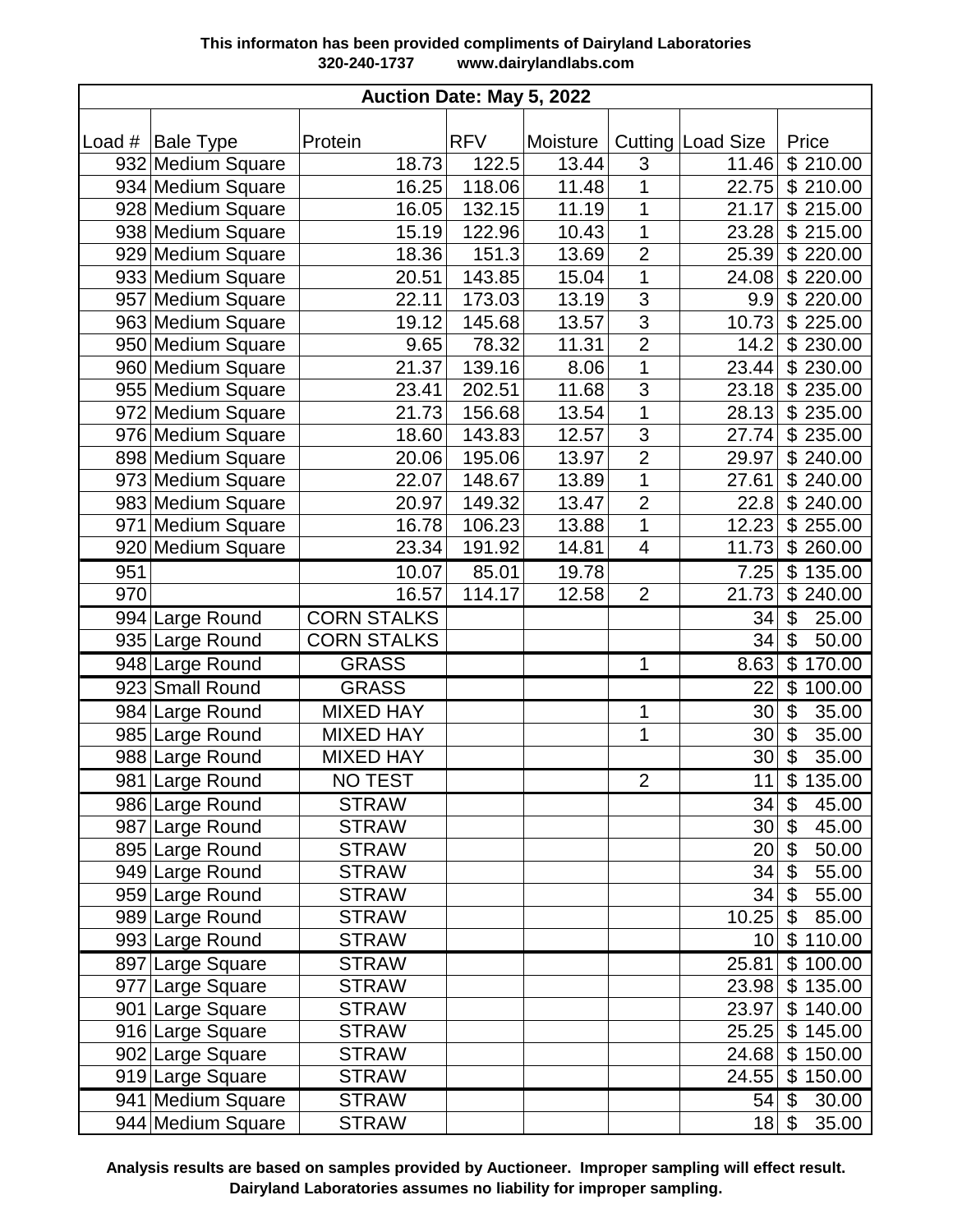**This informaton has been provided compliments of Dairyland Laboratories**
**320-240-1737 www.dairylandlabs.com**

| Auction Date: May 5, 2022 | | | | | | | |
|---|---|---|---|---|---|---|---|
| Load # | Bale Type | Protein | RFV | Moisture | Cutting | Load Size | Price |
| 932 | Medium Square | 18.73 | 122.5 | 13.44 | 3 | 11.46 | $ 210.00 |
| 934 | Medium Square | 16.25 | 118.06 | 11.48 | 1 | 22.75 | $ 210.00 |
| 928 | Medium Square | 16.05 | 132.15 | 11.19 | 1 | 21.17 | $ 215.00 |
| 938 | Medium Square | 15.19 | 122.96 | 10.43 | 1 | 23.28 | $ 215.00 |
| 929 | Medium Square | 18.36 | 151.3 | 13.69 | 2 | 25.39 | $ 220.00 |
| 933 | Medium Square | 20.51 | 143.85 | 15.04 | 1 | 24.08 | $ 220.00 |
| 957 | Medium Square | 22.11 | 173.03 | 13.19 | 3 | 9.9 | $ 220.00 |
| 963 | Medium Square | 19.12 | 145.68 | 13.57 | 3 | 10.73 | $ 225.00 |
| 950 | Medium Square | 9.65 | 78.32 | 11.31 | 2 | 14.2 | $ 230.00 |
| 960 | Medium Square | 21.37 | 139.16 | 8.06 | 1 | 23.44 | $ 230.00 |
| 955 | Medium Square | 23.41 | 202.51 | 11.68 | 3 | 23.18 | $ 235.00 |
| 972 | Medium Square | 21.73 | 156.68 | 13.54 | 1 | 28.13 | $ 235.00 |
| 976 | Medium Square | 18.60 | 143.83 | 12.57 | 3 | 27.74 | $ 235.00 |
| 898 | Medium Square | 20.06 | 195.06 | 13.97 | 2 | 29.97 | $ 240.00 |
| 973 | Medium Square | 22.07 | 148.67 | 13.89 | 1 | 27.61 | $ 240.00 |
| 983 | Medium Square | 20.97 | 149.32 | 13.47 | 2 | 22.8 | $ 240.00 |
| 971 | Medium Square | 16.78 | 106.23 | 13.88 | 1 | 12.23 | $ 255.00 |
| 920 | Medium Square | 23.34 | 191.92 | 14.81 | 4 | 11.73 | $ 260.00 |
| 951 | | 10.07 | 85.01 | 19.78 | | 7.25 | $ 135.00 |
| 970 | | 16.57 | 114.17 | 12.58 | 2 | 21.73 | $ 240.00 |
| 994 | Large Round | CORN STALKS | | | | 34 | $ 25.00 |
| 935 | Large Round | CORN STALKS | | | | 34 | $ 50.00 |
| 948 | Large Round | GRASS | | | 1 | 8.63 | $ 170.00 |
| 923 | Small Round | GRASS | | | | 22 | $ 100.00 |
| 984 | Large Round | MIXED HAY | | | 1 | 30 | $ 35.00 |
| 985 | Large Round | MIXED HAY | | | 1 | 30 | $ 35.00 |
| 988 | Large Round | MIXED HAY | | | | 30 | $ 35.00 |
| 981 | Large Round | NO TEST | | | 2 | 11 | $ 135.00 |
| 986 | Large Round | STRAW | | | | 34 | $ 45.00 |
| 987 | Large Round | STRAW | | | | 30 | $ 45.00 |
| 895 | Large Round | STRAW | | | | 20 | $ 50.00 |
| 949 | Large Round | STRAW | | | | 34 | $ 55.00 |
| 959 | Large Round | STRAW | | | | 34 | $ 55.00 |
| 989 | Large Round | STRAW | | | | 10.25 | $ 85.00 |
| 993 | Large Round | STRAW | | | | 10 | $ 110.00 |
| 897 | Large Square | STRAW | | | | 25.81 | $ 100.00 |
| 977 | Large Square | STRAW | | | | 23.98 | $ 135.00 |
| 901 | Large Square | STRAW | | | | 23.97 | $ 140.00 |
| 916 | Large Square | STRAW | | | | 25.25 | $ 145.00 |
| 902 | Large Square | STRAW | | | | 24.68 | $ 150.00 |
| 919 | Large Square | STRAW | | | | 24.55 | $ 150.00 |
| 941 | Medium Square | STRAW | | | | 54 | $ 30.00 |
| 944 | Medium Square | STRAW | | | | 18 | $ 35.00 |

**Analysis results are based on samples provided by Auctioneer. Improper sampling will effect result.**
**Dairyland Laboratories assumes no liability for improper sampling.**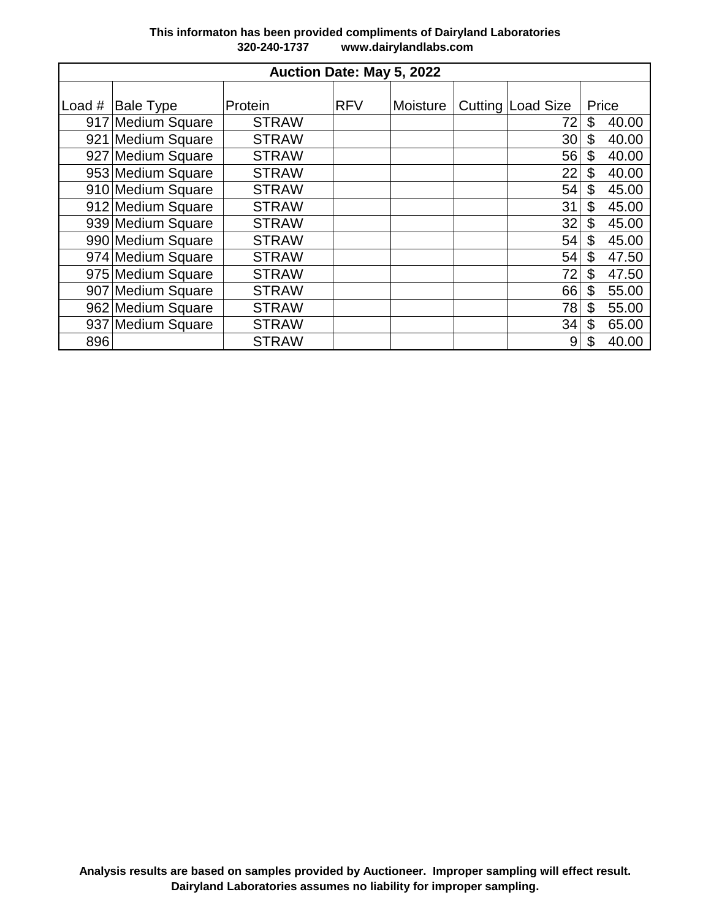This informaton has been provided compliments of Dairyland Laboratories
320-240-1737 www.dairylandlabs.com

| Auction Date: May 5, 2022 | | | | | | | |
|---|---|---|---|---|---|---|---|
| Load # | Bale Type | Protein | RFV | Moisture | Cutting | Load Size | Price |
| 917 | Medium Square | STRAW | | | | 72 | $ 40.00 |
| 921 | Medium Square | STRAW | | | | 30 | $ 40.00 |
| 927 | Medium Square | STRAW | | | | 56 | $ 40.00 |
| 953 | Medium Square | STRAW | | | | 22 | $ 40.00 |
| 910 | Medium Square | STRAW | | | | 54 | $ 45.00 |
| 912 | Medium Square | STRAW | | | | 31 | $ 45.00 |
| 939 | Medium Square | STRAW | | | | 32 | $ 45.00 |
| 990 | Medium Square | STRAW | | | | 54 | $ 45.00 |
| 974 | Medium Square | STRAW | | | | 54 | $ 47.50 |
| 975 | Medium Square | STRAW | | | | 72 | $ 47.50 |
| 907 | Medium Square | STRAW | | | | 66 | $ 55.00 |
| 962 | Medium Square | STRAW | | | | 78 | $ 55.00 |
| 937 | Medium Square | STRAW | | | | 34 | $ 65.00 |
| 896 | | STRAW | | | | 9 | $ 40.00 |

**Analysis results are based on samples provided by Auctioneer. Improper sampling will effect result. Dairyland Laboratories assumes no liability for improper sampling.**